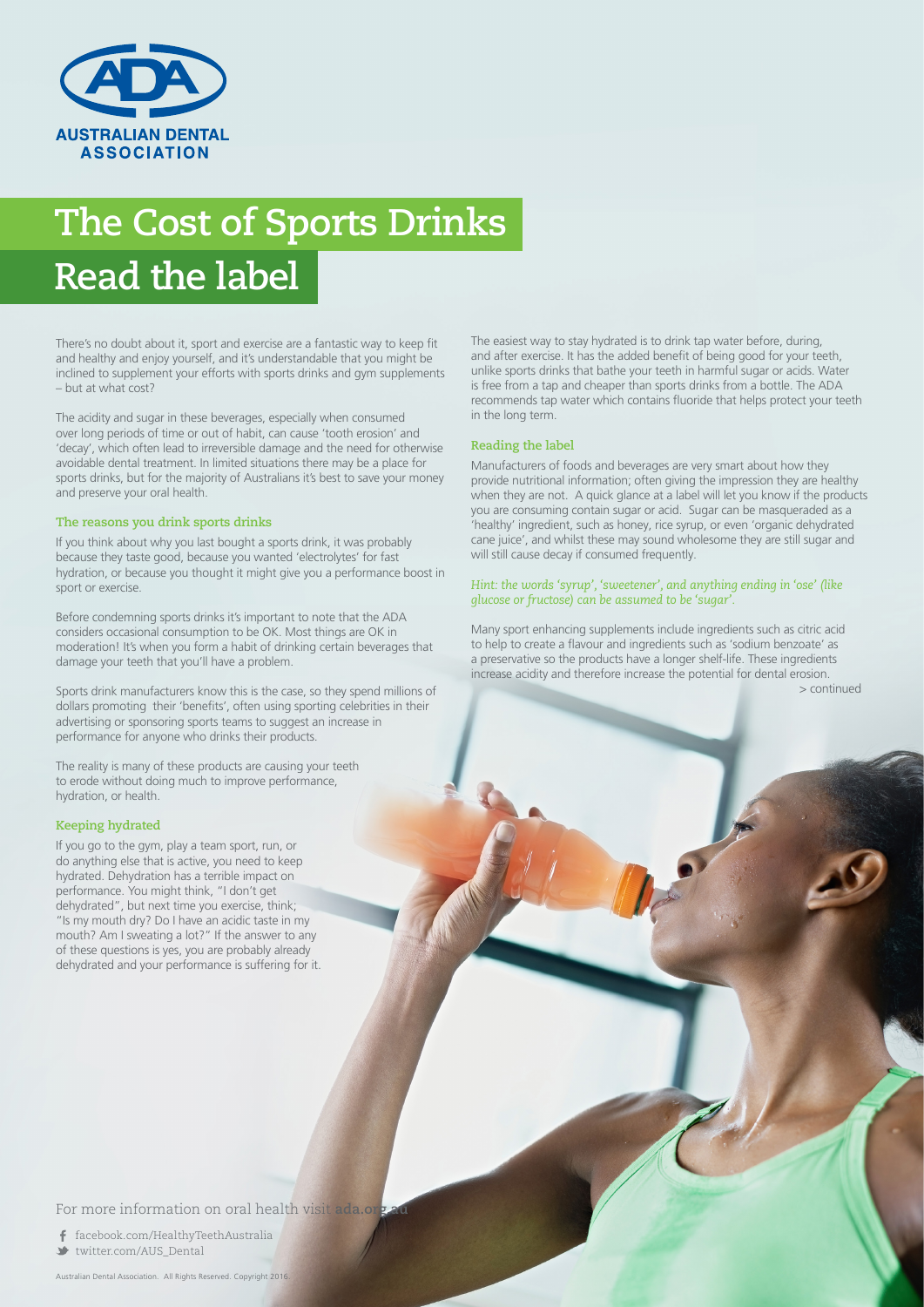# The Cost of Sports Drinks

## Read the label

There's no doubt about it, sport and exercise are a fantastic way to keep fit and healthy and enjoy yourself, and it's understandable that you might be inclined to supplement your efforts with sports drinks and gym supplements – but at what cost?

The acidity and sugar in these beverages, especially when consumed over long periods of time or out of habit, can cause 'tooth erosion' and 'decay', which often lead to irreversible damage and the need for otherwise avoidable dental treatment. In limited situations there may be a place for sports drinks, but for the majority of Australians it's best to save your money and preserve your oral health.

### The reasons you drink sports drinks

If you think about why you last bought a sports drink, it was probably because they taste good, because you wanted 'electrolytes' for fast hydration, or because you thought it might give you a performance boost in sport or exercise.

Before condemning sports drinks it's important to note that the ADA considers occasional consumption to be OK. Most things are OK in moderation! It's when you form a habit of drinking certain beverages that damage your teeth that you'll have a problem.

Sports drink manufacturers know this is the case, so they spend millions of dollars promoting their 'benefits', often using sporting celebrities in their advertising or sponsoring sports teams to suggest an increase in performance for anyone who drinks their products.

The reality is many of these products are causing your teeth to erode without doing much to improve performance, hydration, or health.

### Keeping hydrated

If you go to the gym, play a team sport, run, or do anything else that is active, you need to keep hydrated. Dehydration has a terrible impact on performance. You might think, "I don't get dehydrated", but next time you exercise, think; "Is my mouth dry? Do I have an acidic taste in my mouth? Am I sweating a lot?" If the answer to any of these questions is yes, you are probably already dehydrated and your performance is suffering for it.

The easiest way to stay hydrated is to drink tap water before, during, and after exercise. It has the added benefit of being good for your teeth, unlike sports drinks that bathe your teeth in harmful sugar or acids. Water is free from a tap and cheaper than sports drinks from a bottle. The ADA recommends tap water which contains fluoride that helps protect your teeth in the long term.

### Reading the label

Manufacturers of foods and beverages are very smart about how they provide nutritional information; often giving the impression they are healthy when they are not. A quick glance at a label will let you know if the products you are consuming contain sugar or acid. Sugar can be masqueraded as a 'healthy' ingredient, such as honey, rice syrup, or even 'organic dehydrated cane juice', and whilst these may sound wholesome they are still sugar and will still cause decay if consumed frequently.

*Hint: the words 'syrup', 'sweetener', and anything ending in 'ose' (like glucose or fructose) can be assumed to be 'sugar'.*

Many sport enhancing supplements include ingredients such as citric acid to help to create a flavour and ingredients such as 'sodium benzoate' as a preservative so the products have a longer shelf-life. These ingredients increase acidity and therefore increase the potential for dental erosion.

> continued

For more information on oral health visit ada.org.au

facebook.com/HealthyTeethAustralia

twitter.com/AUS_Dental

Australian Dental Association. All Rights Reserved. Copyright 2016.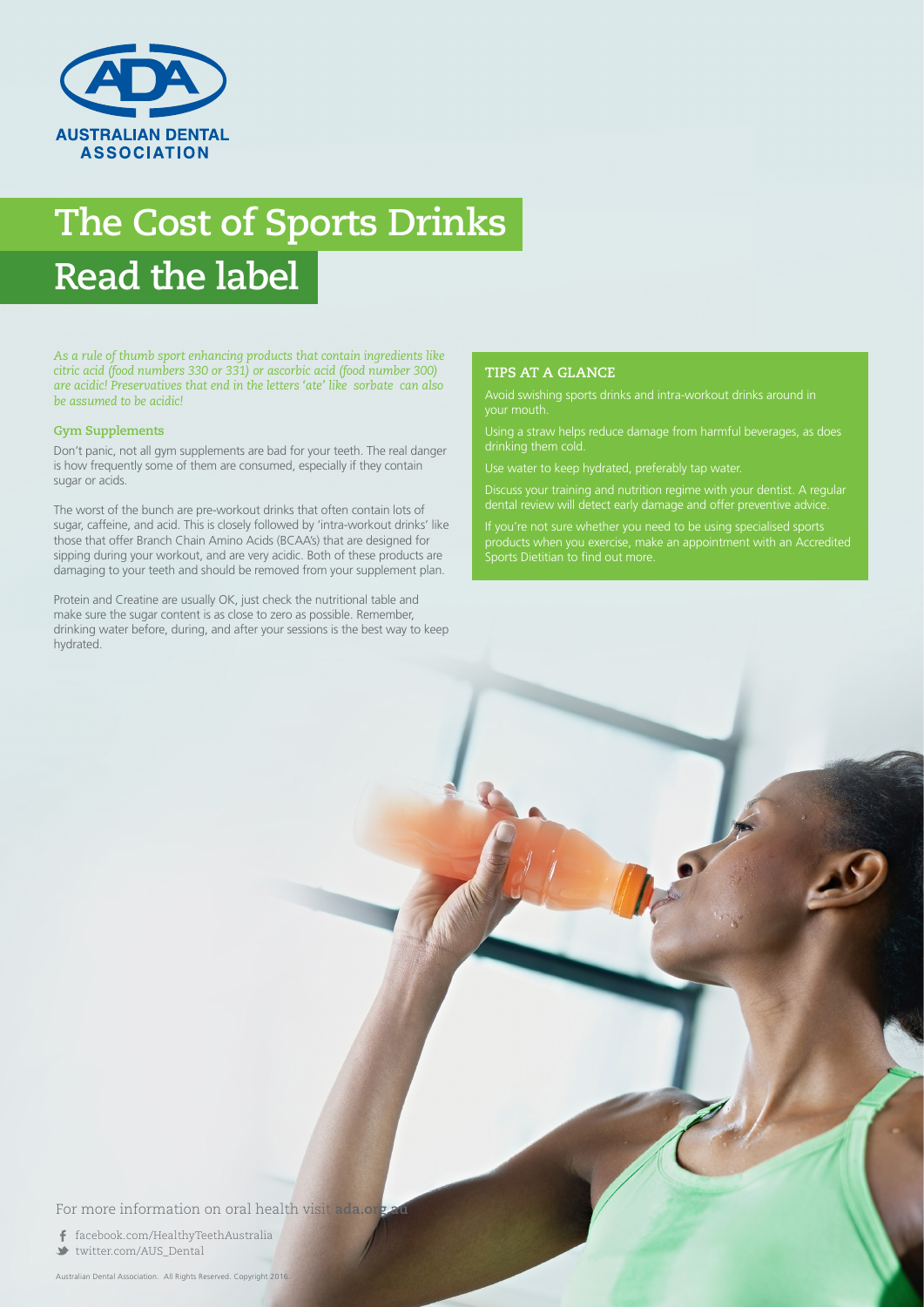AUSTRALIAN DENTAL ASSOCIATION

# The Cost of Sports Drinks

# Read the label

*As a rule of thumb sport enhancing products that contain ingredients like citric acid (food numbers 330 or 331) or ascorbic acid (food number 300) are acidic! Preservatives that end in the letters 'ate' like sorbate can also be assumed to be acidic!*

### Gym Supplements

Don't panic, not all gym supplements are bad for your teeth. The real danger is how frequently some of them are consumed, especially if they contain sugar or acids.

The worst of the bunch are pre-workout drinks that often contain lots of sugar, caffeine, and acid. This is closely followed by 'intra-workout drinks' like those that offer Branch Chain Amino Acids (BCAA's) that are designed for sipping during your workout, and are very acidic. Both of these products are damaging to your teeth and should be removed from your supplement plan.

Protein and Creatine are usually OK, just check the nutritional table and make sure the sugar content is as close to zero as possible. Remember, drinking water before, during, and after your sessions is the best way to keep hydrated.

### TIPS AT A GLANCE

Avoid swishing sports drinks and intra-workout drinks around in your mouth.

Using a straw helps reduce damage from harmful beverages, as does drinking them cold.

Use water to keep hydrated, preferably tap water.

Discuss your training and nutrition regime with your dentist. A regular dental review will detect early damage and offer preventive advice.

If you're not sure whether you need to be using specialised sports products when you exercise, make an appointment with an Accredited Sports Dietitian to find out more.

For more information on oral health visit ada.org.au

facebook.com/HealthyTeethAustralia

twitter.com/AUS_Dental

Australian Dental Association. All Rights Reserved. Copyright 2016.